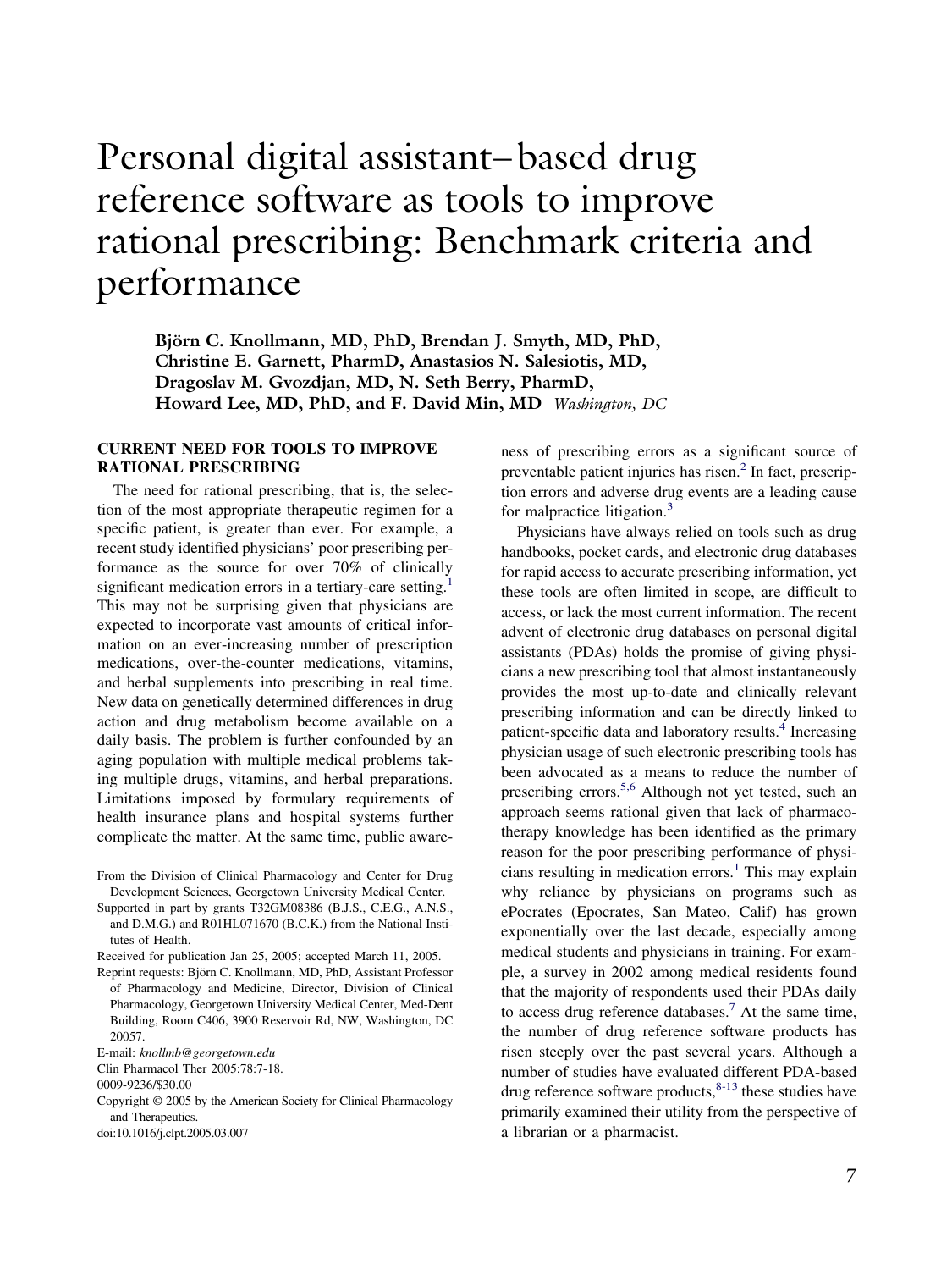# Personal digital assistant–based drug reference software as tools to improve rational prescribing: Benchmark criteria and performance

**Björn C. Knollmann, MD, PhD, Brendan J. Smyth, MD, PhD, Christine E. Garnett, PharmD, Anastasios N. Salesiotis, MD, Dragoslav M. Gvozdjan, MD, N. Seth Berry, PharmD, Howard Lee, MD, PhD, and F. David Min, MD** *Washington, DC*

## CURRENT NEED FOR TOOLS TO IMPROVE RATIONAL PRESCRIBING

The need for rational prescribing, that is, the selection of the most appropriate therapeutic regimen for a specific patient, is greater than ever. For example, a recent study identified physicians' poor prescribing performance as the source for over 70% of clinically significant medication errors in a tertiary-care setting.[1] This may not be surprising given that physicians are expected to incorporate vast amounts of critical information on an ever-increasing number of prescription medications, over-the-counter medications, vitamins, and herbal supplements into prescribing in real time. New data on genetically determined differences in drug action and drug metabolism become available on a daily basis. The problem is further confounded by an aging population with multiple medical problems taking multiple drugs, vitamins, and herbal preparations. Limitations imposed by formulary requirements of health insurance plans and hospital systems further complicate the matter. At the same time, public awareness of prescribing errors as a significant source of preventable patient injuries has risen.[2] In fact, prescription errors and adverse drug events are a leading cause for malpractice litigation.[3]

Physicians have always relied on tools such as drug handbooks, pocket cards, and electronic drug databases for rapid access to accurate prescribing information, yet these tools are often limited in scope, are difficult to access, or lack the most current information. The recent advent of electronic drug databases on personal digital assistants (PDAs) holds the promise of giving physicians a new prescribing tool that almost instantaneously provides the most up-to-date and clinically relevant prescribing information and can be directly linked to patient-specific data and laboratory results.[4] Increasing physician usage of such electronic prescribing tools has been advocated as a means to reduce the number of prescribing errors.[5,6] Although not yet tested, such an approach seems rational given that lack of pharmacotherapy knowledge has been identified as the primary reason for the poor prescribing performance of physicians resulting in medication errors.[1] This may explain why reliance by physicians on programs such as ePocrates (Epocrates, San Mateo, Calif) has grown exponentially over the last decade, especially among medical students and physicians in training. For example, a survey in 2002 among medical residents found that the majority of respondents used their PDAs daily to access drug reference databases.[7] At the same time, the number of drug reference software products has risen steeply over the past several years. Although a number of studies have evaluated different PDA-based drug reference software products,[8-13] these studies have primarily examined their utility from the perspective of a librarian or a pharmacist.

From the Division of Clinical Pharmacology and Center for Drug Development Sciences, Georgetown University Medical Center.

Supported in part by grants T32GM08386 (B.J.S., C.E.G., A.N.S., and D.M.G.) and R01HL071670 (B.C.K.) from the National Institutes of Health.

Received for publication Jan 25, 2005; accepted March 11, 2005.

Reprint requests: Björn C. Knollmann, MD, PhD, Assistant Professor of Pharmacology and Medicine, Director, Division of Clinical Pharmacology, Georgetown University Medical Center, Med-Dent Building, Room C406, 3900 Reservoir Rd, NW, Washington, DC 20057.

E-mail: *knollmb@georgetown.edu*

Clin Pharmacol Ther 2005;78:7-18.

0009-9236/$30.00

Copyright © 2005 by the American Society for Clinical Pharmacology and Therapeutics.

doi:10.1016/j.clpt.2005.03.007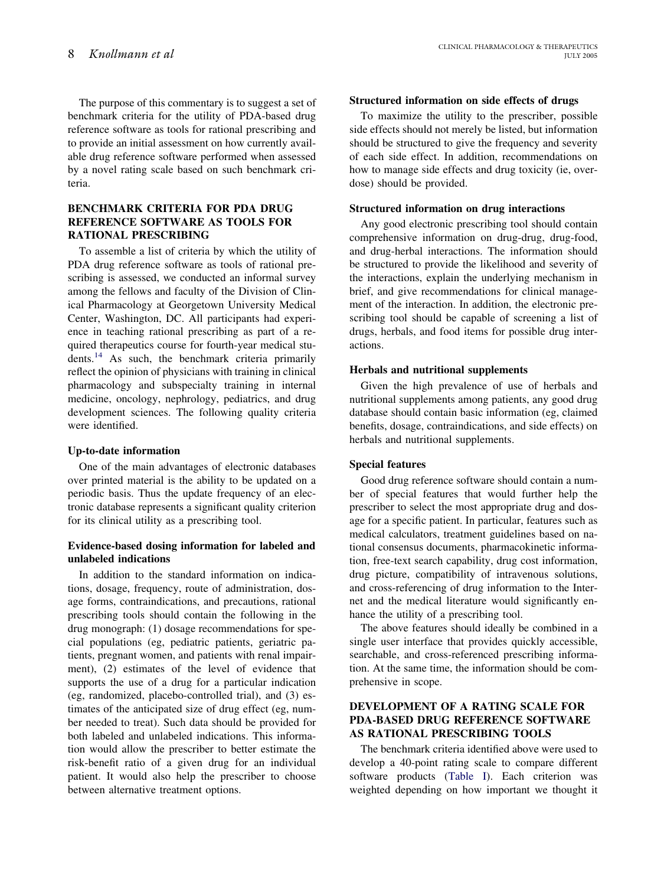The purpose of this commentary is to suggest a set of benchmark criteria for the utility of PDA-based drug reference software as tools for rational prescribing and to provide an initial assessment on how currently available drug reference software performed when assessed by a novel rating scale based on such benchmark criteria.

## BENCHMARK CRITERIA FOR PDA DRUG REFERENCE SOFTWARE AS TOOLS FOR RATIONAL PRESCRIBING

To assemble a list of criteria by which the utility of PDA drug reference software as tools of rational prescribing is assessed, we conducted an informal survey among the fellows and faculty of the Division of Clinical Pharmacology at Georgetown University Medical Center, Washington, DC. All participants had experience in teaching rational prescribing as part of a required therapeutics course for fourth-year medical students.[14] As such, the benchmark criteria primarily reflect the opinion of physicians with training in clinical pharmacology and subspecialty training in internal medicine, oncology, nephrology, pediatrics, and drug development sciences. The following quality criteria were identified.

### Up-to-date information

One of the main advantages of electronic databases over printed material is the ability to be updated on a periodic basis. Thus the update frequency of an electronic database represents a significant quality criterion for its clinical utility as a prescribing tool.

### Evidence-based dosing information for labeled and unlabeled indications

In addition to the standard information on indications, dosage, frequency, route of administration, dosage forms, contraindications, and precautions, rational prescribing tools should contain the following in the drug monograph: (1) dosage recommendations for special populations (eg, pediatric patients, geriatric patients, pregnant women, and patients with renal impairment), (2) estimates of the level of evidence that supports the use of a drug for a particular indication (eg, randomized, placebo-controlled trial), and (3) estimates of the anticipated size of drug effect (eg, number needed to treat). Such data should be provided for both labeled and unlabeled indications. This information would allow the prescriber to better estimate the risk-benefit ratio of a given drug for an individual patient. It would also help the prescriber to choose between alternative treatment options.

### Structured information on side effects of drugs

To maximize the utility to the prescriber, possible side effects should not merely be listed, but information should be structured to give the frequency and severity of each side effect. In addition, recommendations on how to manage side effects and drug toxicity (ie, overdose) should be provided.

### Structured information on drug interactions

Any good electronic prescribing tool should contain comprehensive information on drug-drug, drug-food, and drug-herbal interactions. The information should be structured to provide the likelihood and severity of the interactions, explain the underlying mechanism in brief, and give recommendations for clinical management of the interaction. In addition, the electronic prescribing tool should be capable of screening a list of drugs, herbals, and food items for possible drug interactions.

### Herbals and nutritional supplements

Given the high prevalence of use of herbals and nutritional supplements among patients, any good drug database should contain basic information (eg, claimed benefits, dosage, contraindications, and side effects) on herbals and nutritional supplements.

### Special features

Good drug reference software should contain a number of special features that would further help the prescriber to select the most appropriate drug and dosage for a specific patient. In particular, features such as medical calculators, treatment guidelines based on national consensus documents, pharmacokinetic information, free-text search capability, drug cost information, drug picture, compatibility of intravenous solutions, and cross-referencing of drug information to the Internet and the medical literature would significantly enhance the utility of a prescribing tool.

The above features should ideally be combined in a single user interface that provides quickly accessible, searchable, and cross-referenced prescribing information. At the same time, the information should be comprehensive in scope.

## DEVELOPMENT OF A RATING SCALE FOR PDA-BASED DRUG REFERENCE SOFTWARE AS RATIONAL PRESCRIBING TOOLS

The benchmark criteria identified above were used to develop a 40-point rating scale to compare different software products (Table I). Each criterion was weighted depending on how important we thought it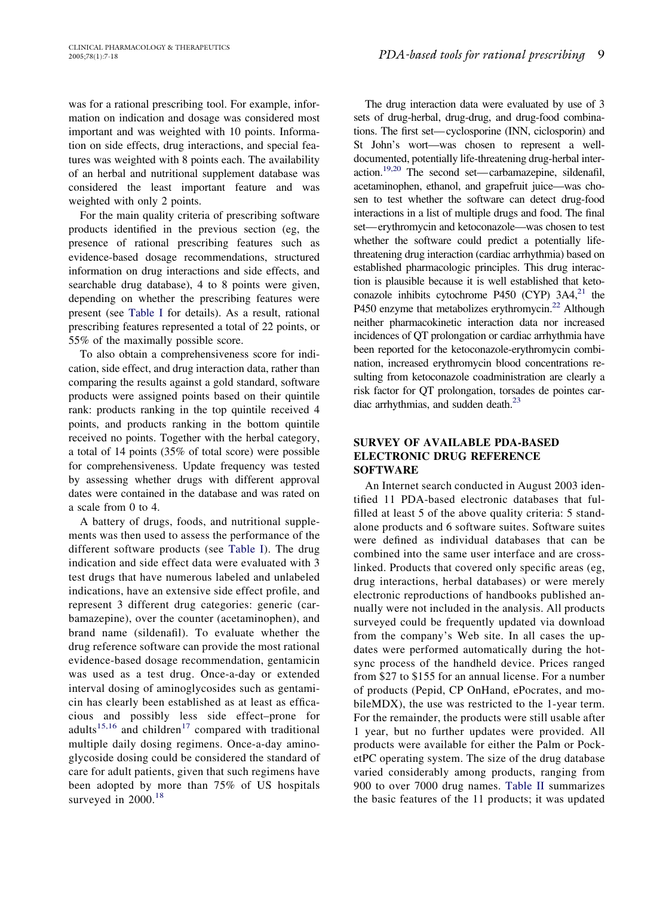was for a rational prescribing tool. For example, information on indication and dosage was considered most important and was weighted with 10 points. Information on side effects, drug interactions, and special features was weighted with 8 points each. The availability of an herbal and nutritional supplement database was considered the least important feature and was weighted with only 2 points.

For the main quality criteria of prescribing software products identified in the previous section (eg, the presence of rational prescribing features such as evidence-based dosage recommendations, structured information on drug interactions and side effects, and searchable drug database), 4 to 8 points were given, depending on whether the prescribing features were present (see Table I for details). As a result, rational prescribing features represented a total of 22 points, or 55% of the maximally possible score.

To also obtain a comprehensiveness score for indication, side effect, and drug interaction data, rather than comparing the results against a gold standard, software products were assigned points based on their quintile rank: products ranking in the top quintile received 4 points, and products ranking in the bottom quintile received no points. Together with the herbal category, a total of 14 points (35% of total score) were possible for comprehensiveness. Update frequency was tested by assessing whether drugs with different approval dates were contained in the database and was rated on a scale from 0 to 4.

A battery of drugs, foods, and nutritional supplements was then used to assess the performance of the different software products (see Table I). The drug indication and side effect data were evaluated with 3 test drugs that have numerous labeled and unlabeled indications, have an extensive side effect profile, and represent 3 different drug categories: generic (carbamazepine), over the counter (acetaminophen), and brand name (sildenafil). To evaluate whether the drug reference software can provide the most rational evidence-based dosage recommendation, gentamicin was used as a test drug. Once-a-day or extended interval dosing of aminoglycosides such as gentamicin has clearly been established as at least as efficacious and possibly less side effect–prone for adults[15,16] and children[17] compared with traditional multiple daily dosing regimens. Once-a-day aminoglycoside dosing could be considered the standard of care for adult patients, given that such regimens have been adopted by more than 75% of US hospitals surveyed in 2000.[18]

The drug interaction data were evaluated by use of 3 sets of drug-herbal, drug-drug, and drug-food combinations. The first set—cyclosporine (INN, ciclosporin) and St John's wort—was chosen to represent a well-documented, potentially life-threatening drug-herbal interaction.[19,20] The second set—carbamazepine, sildenafil, acetaminophen, ethanol, and grapefruit juice—was chosen to test whether the software can detect drug-food interactions in a list of multiple drugs and food. The final set—erythromycin and ketoconazole—was chosen to test whether the software could predict a potentially life-threatening drug interaction (cardiac arrhythmia) based on established pharmacologic principles. This drug interaction is plausible because it is well established that ketoconazole inhibits cytochrome P450 (CYP) 3A4,[21] the P450 enzyme that metabolizes erythromycin.[22] Although neither pharmacokinetic interaction data nor increased incidences of QT prolongation or cardiac arrhythmia have been reported for the ketoconazole-erythromycin combination, increased erythromycin blood concentrations resulting from ketoconazole coadministration are clearly a risk factor for QT prolongation, torsades de pointes cardiac arrhythmias, and sudden death.[23]

## SURVEY OF AVAILABLE PDA-BASED ELECTRONIC DRUG REFERENCE SOFTWARE

An Internet search conducted in August 2003 identified 11 PDA-based electronic databases that fulfilled at least 5 of the above quality criteria: 5 standalone products and 6 software suites. Software suites were defined as individual databases that can be combined into the same user interface and are cross-linked. Products that covered only specific areas (eg, drug interactions, herbal databases) or were merely electronic reproductions of handbooks published annually were not included in the analysis. All products surveyed could be frequently updated via download from the company's Web site. In all cases the updates were performed automatically during the hotsync process of the handheld device. Prices ranged from $27 to $155 for an annual license. For a number of products (Pepid, CP OnHand, ePocrates, and mobileMDX), the use was restricted to the 1-year term. For the remainder, the products were still usable after 1 year, but no further updates were provided. All products were available for either the Palm or PocketPC operating system. The size of the drug database varied considerably among products, ranging from 900 to over 7000 drug names. Table II summarizes the basic features of the 11 products; it was updated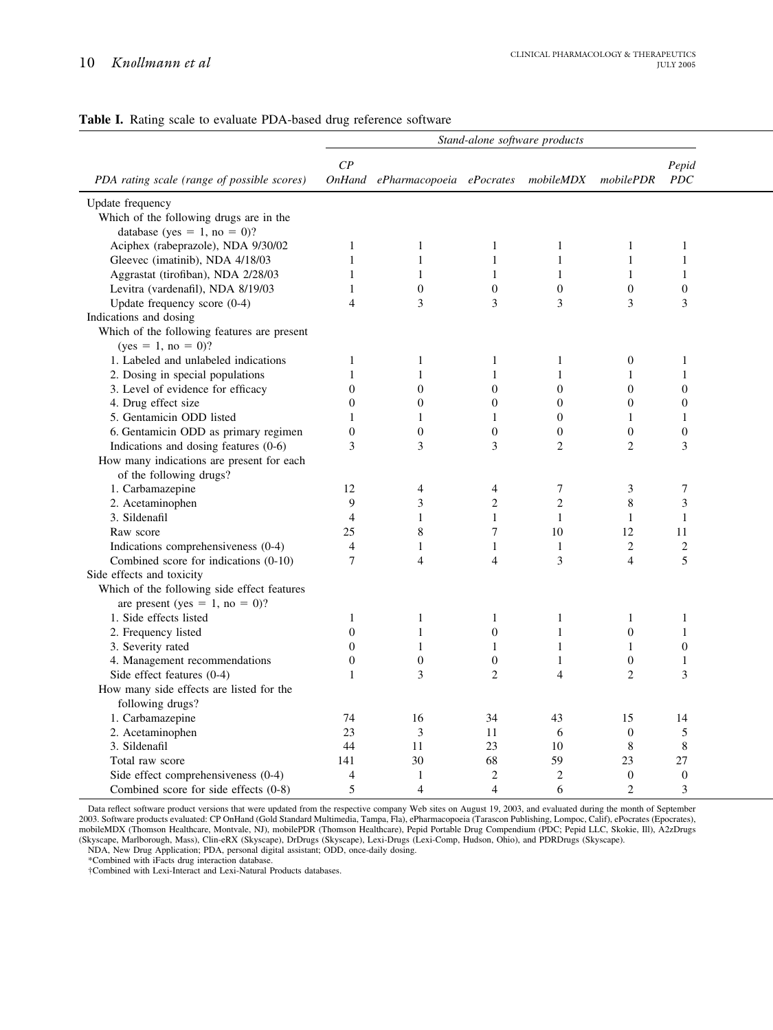**Table I.** Rating scale to evaluate PDA-based drug reference software

| | *Stand-alone software products* | | | | | |
|---|---|---|---|---|---|---|
| *PDA rating scale (range of possible scores)* | *CP OnHand* | *ePharmacopoeia* | *ePocrates* | *mobileMDX* | *mobilePDR* | *Pepid PDC* |
| Update frequency | | | | | | |
| Which of the following drugs are in the database (yes = 1, no = 0)? | | | | | | |
| Aciphex (rabeprazole), NDA 9/30/02 | 1 | 1 | 1 | 1 | 1 | 1 |
| Gleevec (imatinib), NDA 4/18/03 | 1 | 1 | 1 | 1 | 1 | 1 |
| Aggrastat (tirofiban), NDA 2/28/03 | 1 | 1 | 1 | 1 | 1 | 1 |
| Levitra (vardenafil), NDA 8/19/03 | 1 | 0 | 0 | 0 | 0 | 0 |
| Update frequency score (0-4) | 4 | 3 | 3 | 3 | 3 | 3 |
| Indications and dosing | | | | | | |
| Which of the following features are present (yes = 1, no = 0)? | | | | | | |
| 1. Labeled and unlabeled indications | 1 | 1 | 1 | 1 | 0 | 1 |
| 2. Dosing in special populations | 1 | 1 | 1 | 1 | 1 | 1 |
| 3. Level of evidence for efficacy | 0 | 0 | 0 | 0 | 0 | 0 |
| 4. Drug effect size | 0 | 0 | 0 | 0 | 0 | 0 |
| 5. Gentamicin ODD listed | 1 | 1 | 1 | 0 | 1 | 1 |
| 6. Gentamicin ODD as primary regimen | 0 | 0 | 0 | 0 | 0 | 0 |
| Indications and dosing features (0-6) | 3 | 3 | 3 | 2 | 2 | 3 |
| How many indications are present for each of the following drugs? | | | | | | |
| 1. Carbamazepine | 12 | 4 | 4 | 7 | 3 | 7 |
| 2. Acetaminophen | 9 | 3 | 2 | 2 | 8 | 3 |
| 3. Sildenafil | 4 | 1 | 1 | 1 | 1 | 1 |
| Raw score | 25 | 8 | 7 | 10 | 12 | 11 |
| Indications comprehensiveness (0-4) | 4 | 1 | 1 | 1 | 2 | 2 |
| Combined score for indications (0-10) | 7 | 4 | 4 | 3 | 4 | 5 |
| Side effects and toxicity | | | | | | |
| Which of the following side effect features are present (yes = 1, no = 0)? | | | | | | |
| 1. Side effects listed | 1 | 1 | 1 | 1 | 1 | 1 |
| 2. Frequency listed | 0 | 1 | 0 | 1 | 0 | 1 |
| 3. Severity rated | 0 | 1 | 1 | 1 | 1 | 0 |
| 4. Management recommendations | 0 | 0 | 0 | 1 | 0 | 1 |
| Side effect features (0-4) | 1 | 3 | 2 | 4 | 2 | 3 |
| How many side effects are listed for the following drugs? | | | | | | |
| 1. Carbamazepine | 74 | 16 | 34 | 43 | 15 | 14 |
| 2. Acetaminophen | 23 | 3 | 11 | 6 | 0 | 5 |
| 3. Sildenafil | 44 | 11 | 23 | 10 | 8 | 8 |
| Total raw score | 141 | 30 | 68 | 59 | 23 | 27 |
| Side effect comprehensiveness (0-4) | 4 | 1 | 2 | 2 | 0 | 0 |
| Combined score for side effects (0-8) | 5 | 4 | 4 | 6 | 2 | 3 |

Data reflect software product versions that were updated from the respective company Web sites on August 19, 2003, and evaluated during the month of September 2003. Software products evaluated: CP OnHand (Gold Standard Multimedia, Tampa, Fla), ePharmacopoeia (Tarascon Publishing, Lompoc, Calif), ePocrates (Epocrates), mobileMDX (Thomson Healthcare, Montvale, NJ), mobilePDR (Thomson Healthcare), Pepid Portable Drug Compendium (PDC; Pepid LLC, Skokie, Ill), A2zDrugs (Skyscape, Marlborough, Mass), Clin-eRX (Skyscape), DrDrugs (Skyscape), Lexi-Drugs (Lexi-Comp, Hudson, Ohio), and PDRDrugs (Skyscape).

NDA, New Drug Application; PDA, personal digital assistant; ODD, once-daily dosing.

*Combined with iFacts drug interaction database.

†Combined with Lexi-Interact and Lexi-Natural Products databases.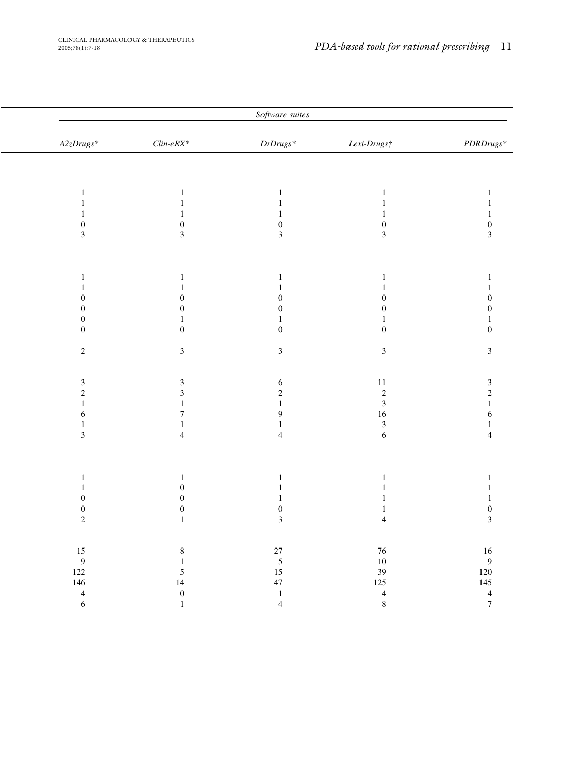| Software suites | | | | |
|---|---|---|---|---|
| *A2zDrugs\** | *Clin-eRX\** | *DrDrugs\** | *Lexi-Drugs†* | *PDRDrugs\** |
| | | | | |
| 1 | 1 | 1 | 1 | 1 |
| 1 | 1 | 1 | 1 | 1 |
| 1 | 1 | 1 | 1 | 1 |
| 0 | 0 | 0 | 0 | 0 |
| 3 | 3 | 3 | 3 | 3 |
| | | | | |
| 1 | 1 | 1 | 1 | 1 |
| 1 | 1 | 1 | 1 | 1 |
| 0 | 0 | 0 | 0 | 0 |
| 0 | 0 | 0 | 0 | 0 |
| 0 | 1 | 1 | 1 | 1 |
| 0 | 0 | 0 | 0 | 0 |
| 2 | 3 | 3 | 3 | 3 |
| | | | | |
| 3 | 3 | 6 | 11 | 3 |
| 2 | 3 | 2 | 2 | 2 |
| 1 | 1 | 1 | 3 | 1 |
| 6 | 7 | 9 | 16 | 6 |
| 1 | 1 | 1 | 3 | 1 |
| 3 | 4 | 4 | 6 | 4 |
| | | | | |
| 1 | 1 | 1 | 1 | 1 |
| 1 | 0 | 1 | 1 | 1 |
| 0 | 0 | 1 | 1 | 1 |
| 0 | 0 | 0 | 1 | 0 |
| 2 | 1 | 3 | 4 | 3 |
| | | | | |
| 15 | 8 | 27 | 76 | 16 |
| 9 | 1 | 5 | 10 | 9 |
| 122 | 5 | 15 | 39 | 120 |
| 146 | 14 | 47 | 125 | 145 |
| 4 | 0 | 1 | 4 | 4 |
| 6 | 1 | 4 | 8 | 7 |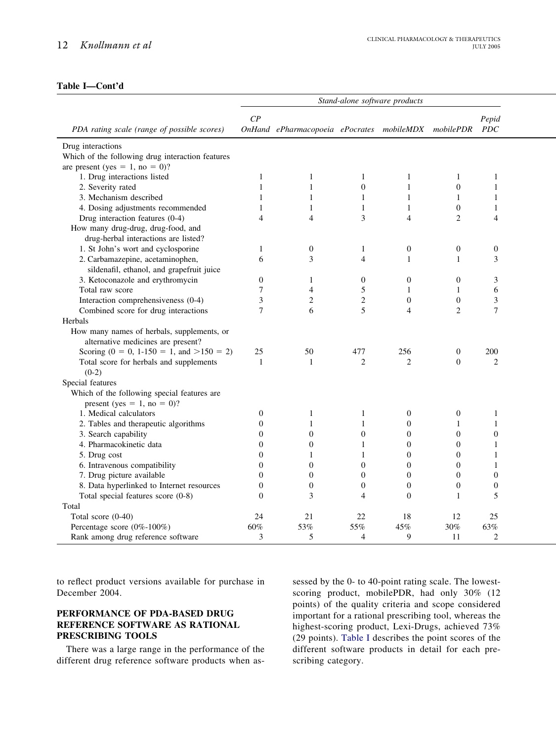**Table I—Cont'd**

| PDA rating scale (range of possible scores) | Stand-alone software products | | | | | |
|---|---|---|---|---|---|---|
| | *CP OnHand* | *ePharmacopoeia* | *ePocrates* | *mobileMDX* | *mobilePDR* | *Pepid PDC* |
| Drug interactions | | | | | | |
| Which of the following drug interaction features are present (yes = 1, no = 0)? | | | | | | |
| 1. Drug interactions listed | 1 | 1 | 1 | 1 | 1 | 1 |
| 2. Severity rated | 1 | 1 | 0 | 1 | 0 | 1 |
| 3. Mechanism described | 1 | 1 | 1 | 1 | 1 | 1 |
| 4. Dosing adjustments recommended | 1 | 1 | 1 | 1 | 0 | 1 |
| Drug interaction features (0-4) | 4 | 4 | 3 | 4 | 2 | 4 |
| How many drug-drug, drug-food, and drug-herbal interactions are listed? | | | | | | |
| 1. St John's wort and cyclosporine | 1 | 0 | 1 | 0 | 0 | 0 |
| 2. Carbamazepine, acetaminophen, sildenafil, ethanol, and grapefruit juice | 6 | 3 | 4 | 1 | 1 | 3 |
| 3. Ketoconazole and erythromycin | 0 | 1 | 0 | 0 | 0 | 3 |
| Total raw score | 7 | 4 | 5 | 1 | 1 | 6 |
| Interaction comprehensiveness (0-4) | 3 | 2 | 2 | 0 | 0 | 3 |
| Combined score for drug interactions | 7 | 6 | 5 | 4 | 2 | 7 |
| Herbals | | | | | | |
| How many names of herbals, supplements, or alternative medicines are present? | | | | | | |
| Scoring (0 = 0, 1-150 = 1, and >150 = 2) | 25 | 50 | 477 | 256 | 0 | 200 |
| Total score for herbals and supplements (0-2) | 1 | 1 | 2 | 2 | 0 | 2 |
| Special features | | | | | | |
| Which of the following special features are present (yes = 1, no = 0)? | | | | | | |
| 1. Medical calculators | 0 | 1 | 1 | 0 | 0 | 1 |
| 2. Tables and therapeutic algorithms | 0 | 1 | 1 | 0 | 1 | 1 |
| 3. Search capability | 0 | 0 | 0 | 0 | 0 | 0 |
| 4. Pharmacokinetic data | 0 | 0 | 1 | 0 | 0 | 1 |
| 5. Drug cost | 0 | 1 | 1 | 0 | 0 | 1 |
| 6. Intravenous compatibility | 0 | 0 | 0 | 0 | 0 | 1 |
| 7. Drug picture available | 0 | 0 | 0 | 0 | 0 | 0 |
| 8. Data hyperlinked to Internet resources | 0 | 0 | 0 | 0 | 0 | 0 |
| Total special features score (0-8) | 0 | 3 | 4 | 0 | 1 | 5 |
| Total | | | | | | |
| Total score (0-40) | 24 | 21 | 22 | 18 | 12 | 25 |
| Percentage score (0%-100%) | 60% | 53% | 55% | 45% | 30% | 63% |
| Rank among drug reference software | 3 | 5 | 4 | 9 | 11 | 2 |

to reflect product versions available for purchase in December 2004.

## PERFORMANCE OF PDA-BASED DRUG REFERENCE SOFTWARE AS RATIONAL PRESCRIBING TOOLS

There was a large range in the performance of the different drug reference software products when assessed by the 0- to 40-point rating scale. The lowest-scoring product, mobilePDR, had only 30% (12 points) of the quality criteria and scope considered important for a rational prescribing tool, whereas the highest-scoring product, Lexi-Drugs, achieved 73% (29 points). Table I describes the point scores of the different software products in detail for each prescribing category.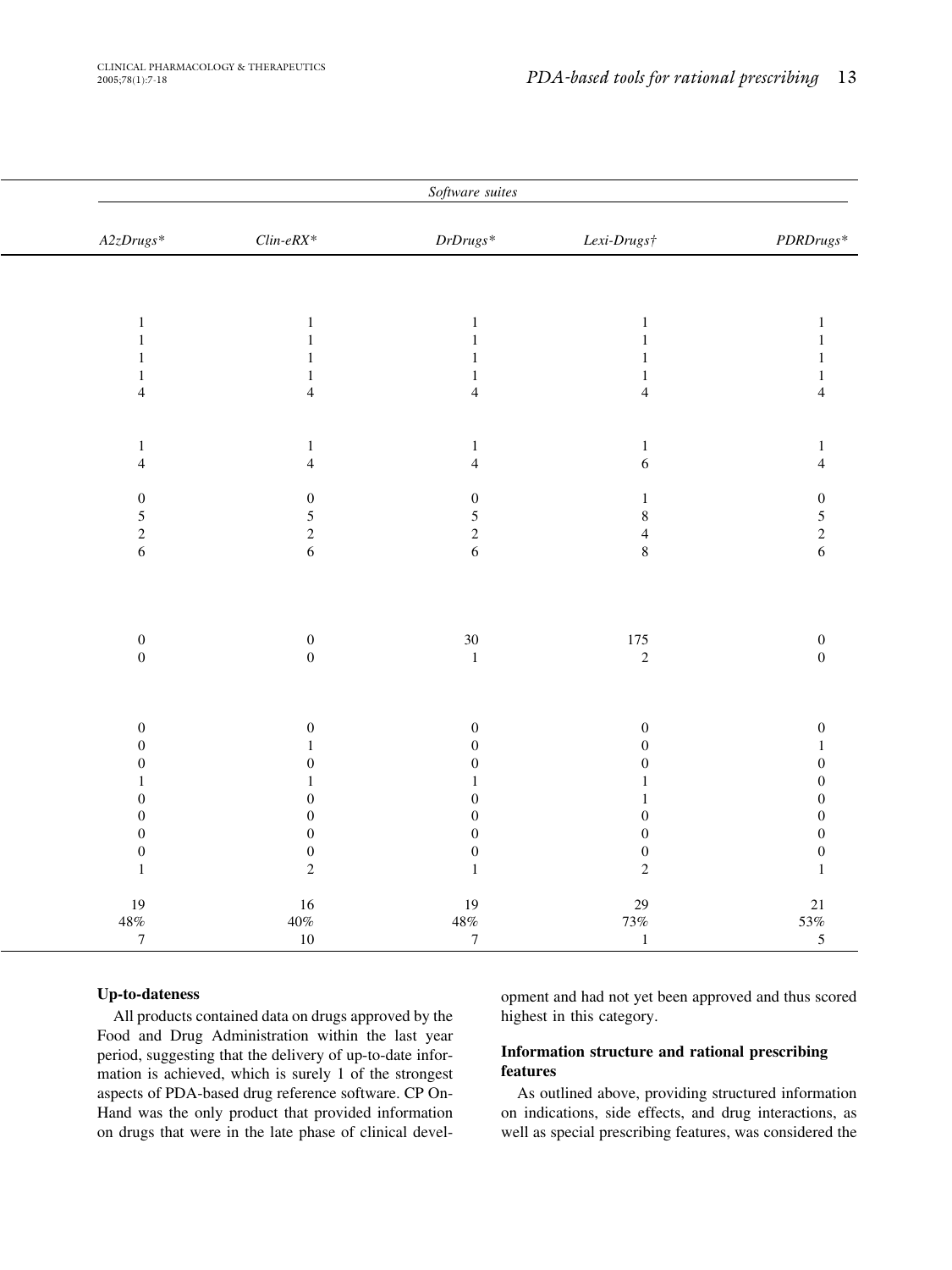| Software suites | | | | |
|---|---|---|---|---|
| *A2zDrugs** | *Clin-eRX** | *DrDrugs** | *Lexi-Drugs†* | *PDRDrugs** |
| | | | | |
| 1 | 1 | 1 | 1 | 1 |
| 1 | 1 | 1 | 1 | 1 |
| 1 | 1 | 1 | 1 | 1 |
| 1 | 1 | 1 | 1 | 1 |
| 4 | 4 | 4 | 4 | 4 |
| | | | | |
| 1 | 1 | 1 | 1 | 1 |
| 4 | 4 | 4 | 6 | 4 |
| | | | | |
| 0 | 0 | 0 | 1 | 0 |
| 5 | 5 | 5 | 8 | 5 |
| 2 | 2 | 2 | 4 | 2 |
| 6 | 6 | 6 | 8 | 6 |
| | | | | |
| 0 | 0 | 30 | 175 | 0 |
| 0 | 0 | 1 | 2 | 0 |
| | | | | |
| 0 | 0 | 0 | 0 | 0 |
| 0 | 1 | 0 | 0 | 1 |
| 0 | 0 | 0 | 0 | 0 |
| 1 | 1 | 1 | 1 | 0 |
| 0 | 0 | 0 | 1 | 0 |
| 0 | 0 | 0 | 0 | 0 |
| 0 | 0 | 0 | 0 | 0 |
| 0 | 0 | 0 | 0 | 0 |
| 1 | 2 | 1 | 2 | 1 |
| | | | | |
| 19 | 16 | 19 | 29 | 21 |
| 48% | 40% | 48% | 73% | 53% |
| 7 | 10 | 7 | 1 | 5 |

### Up-to-dateness

All products contained data on drugs approved by the Food and Drug Administration within the last year period, suggesting that the delivery of up-to-date information is achieved, which is surely 1 of the strongest aspects of PDA-based drug reference software. CP On-Hand was the only product that provided information on drugs that were in the late phase of clinical development and had not yet been approved and thus scored highest in this category.

### Information structure and rational prescribing features

As outlined above, providing structured information on indications, side effects, and drug interactions, as well as special prescribing features, was considered the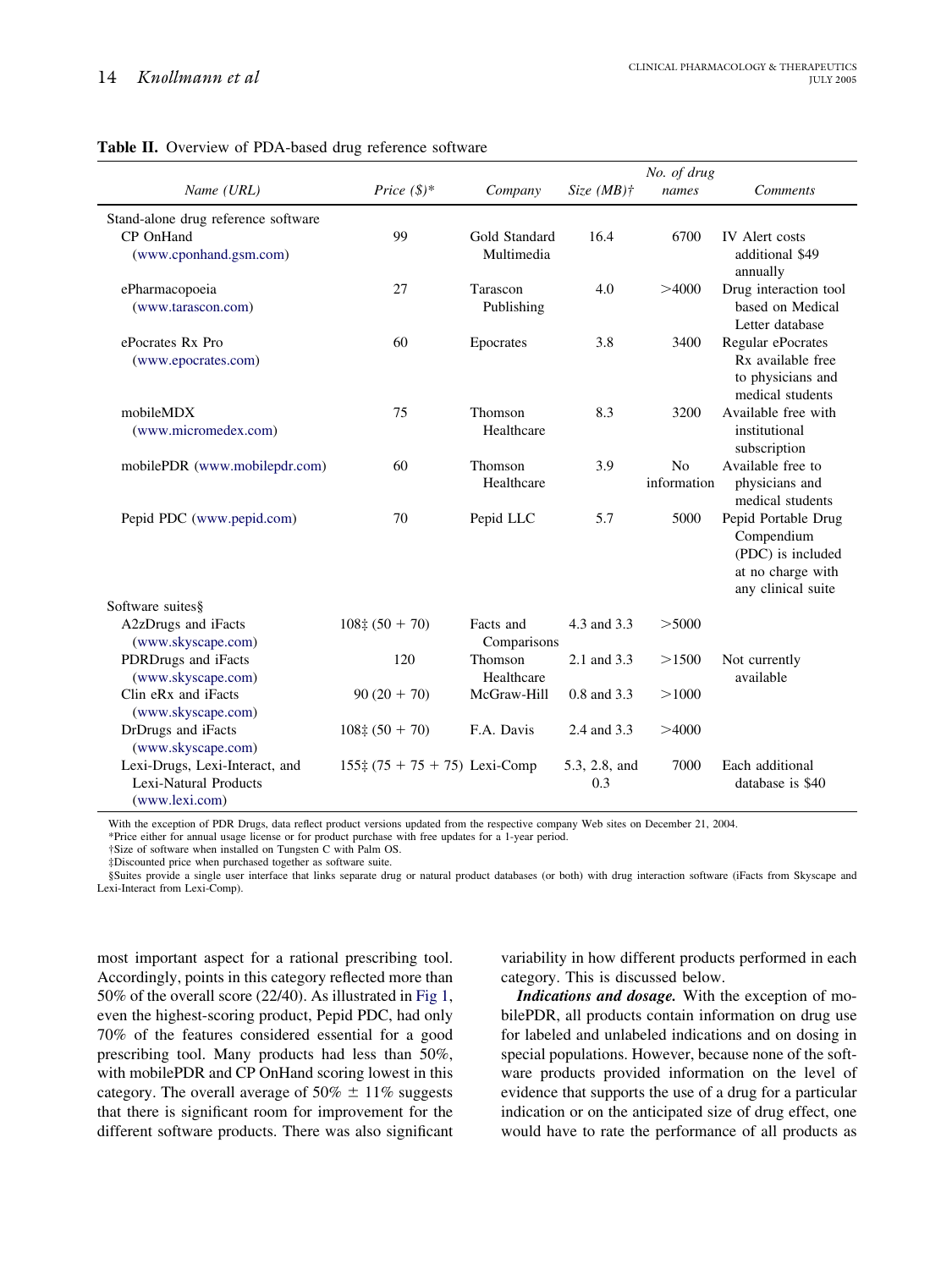**Table II.** Overview of PDA-based drug reference software

| Name (URL) | Price ($)* | Company | Size (MB)† | No. of drug names | Comments |
|---|---|---|---|---|---|
| Stand-alone drug reference software | | | | | |
| CP OnHand (www.cponhand.gsm.com) | 99 | Gold Standard Multimedia | 16.4 | 6700 | IV Alert costs additional $49 annually |
| ePharmacopoeia (www.tarascon.com) | 27 | Tarascon Publishing | 4.0 | >4000 | Drug interaction tool based on Medical Letter database |
| ePocrates Rx Pro (www.epocrates.com) | 60 | Epocrates | 3.8 | 3400 | Regular ePocrates Rx available free to physicians and medical students |
| mobileMDX (www.micromedex.com) | 75 | Thomson Healthcare | 8.3 | 3200 | Available free with institutional subscription |
| mobilePDR (www.mobilepdr.com) | 60 | Thomson Healthcare | 3.9 | No information | Available free to physicians and medical students |
| Pepid PDC (www.pepid.com) | 70 | Pepid LLC | 5.7 | 5000 | Pepid Portable Drug Compendium (PDC) is included at no charge with any clinical suite |
| Software suites§ | | | | | |
| A2zDrugs and iFacts (www.skyscape.com) | 108‡ (50 + 70) | Facts and Comparisons | 4.3 and 3.3 | >5000 | |
| PDRDrugs and iFacts (www.skyscape.com) | 120 | Thomson Healthcare | 2.1 and 3.3 | >1500 | Not currently available |
| Clin eRx and iFacts (www.skyscape.com) | 90 (20 + 70) | McGraw-Hill | 0.8 and 3.3 | >1000 | |
| DrDrugs and iFacts (www.skyscape.com) | 108‡ (50 + 70) | F.A. Davis | 2.4 and 3.3 | >4000 | |
| Lexi-Drugs, Lexi-Interact, and Lexi-Natural Products (www.lexi.com) | 155‡ (75 + 75 + 75) | Lexi-Comp | 5.3, 2.8, and 0.3 | 7000 | Each additional database is $40 |

With the exception of PDR Drugs, data reflect product versions updated from the respective company Web sites on December 21, 2004.
*Price either for annual usage license or for product purchase with free updates for a 1-year period.
†Size of software when installed on Tungsten C with Palm OS.
‡Discounted price when purchased together as software suite.
§Suites provide a single user interface that links separate drug or natural product databases (or both) with drug interaction software (iFacts from Skyscape and Lexi-Interact from Lexi-Comp).

most important aspect for a rational prescribing tool. Accordingly, points in this category reflected more than 50% of the overall score (22/40). As illustrated in Fig 1, even the highest-scoring product, Pepid PDC, had only 70% of the features considered essential for a good prescribing tool. Many products had less than 50%, with mobilePDR and CP OnHand scoring lowest in this category. The overall average of 50% ± 11% suggests that there is significant room for improvement for the different software products. There was also significant variability in how different products performed in each category. This is discussed below.

***Indications and dosage.*** With the exception of mobilePDR, all products contain information on drug use for labeled and unlabeled indications and on dosing in special populations. However, because none of the software products provided information on the level of evidence that supports the use of a drug for a particular indication or on the anticipated size of drug effect, one would have to rate the performance of all products as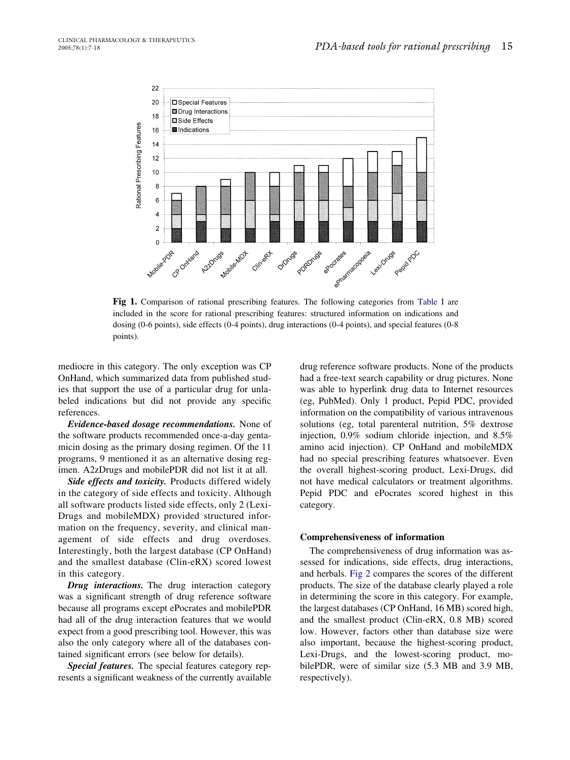Fig 1. Comparison of rational prescribing features. The following categories from Table I are included in the score for rational prescribing features: structured information on indications and dosing (0-6 points), side effects (0-4 points), drug interactions (0-4 points), and special features (0-8 points).

mediocre in this category. The only exception was CP OnHand, which summarized data from published studies that support the use of a particular drug for unlabeled indications but did not provide any specific references.

***Evidence-based dosage recommendations.*** None of the software products recommended once-a-day gentamicin dosing as the primary dosing regimen. Of the 11 programs, 9 mentioned it as an alternative dosing regimen. A2zDrugs and mobilePDR did not list it at all.

***Side effects and toxicity.*** Products differed widely in the category of side effects and toxicity. Although all software products listed side effects, only 2 (Lexi-Drugs and mobileMDX) provided structured information on the frequency, severity, and clinical management of side effects and drug overdoses. Interestingly, both the largest database (CP OnHand) and the smallest database (Clin-eRX) scored lowest in this category.

***Drug interactions.*** The drug interaction category was a significant strength of drug reference software because all programs except ePocrates and mobilePDR had all of the drug interaction features that we would expect from a good prescribing tool. However, this was also the only category where all of the databases contained significant errors (see below for details).

***Special features.*** The special features category represents a significant weakness of the currently available drug reference software products. None of the products had a free-text search capability or drug pictures. None was able to hyperlink drug data to Internet resources (eg, PubMed). Only 1 product, Pepid PDC, provided information on the compatibility of various intravenous solutions (eg, total parenteral nutrition, 5% dextrose injection, 0.9% sodium chloride injection, and 8.5% amino acid injection). CP OnHand and mobileMDX had no special prescribing features whatsoever. Even the overall highest-scoring product, Lexi-Drugs, did not have medical calculators or treatment algorithms. Pepid PDC and ePocrates scored highest in this category.

### Comprehensiveness of information

The comprehensiveness of drug information was assessed for indications, side effects, drug interactions, and herbals. Fig 2 compares the scores of the different products. The size of the database clearly played a role in determining the score in this category. For example, the largest databases (CP OnHand, 16 MB) scored high, and the smallest product (Clin-eRX, 0.8 MB) scored low. However, factors other than database size were also important, because the highest-scoring product, Lexi-Drugs, and the lowest-scoring product, mobilePDR, were of similar size (5.3 MB and 3.9 MB, respectively).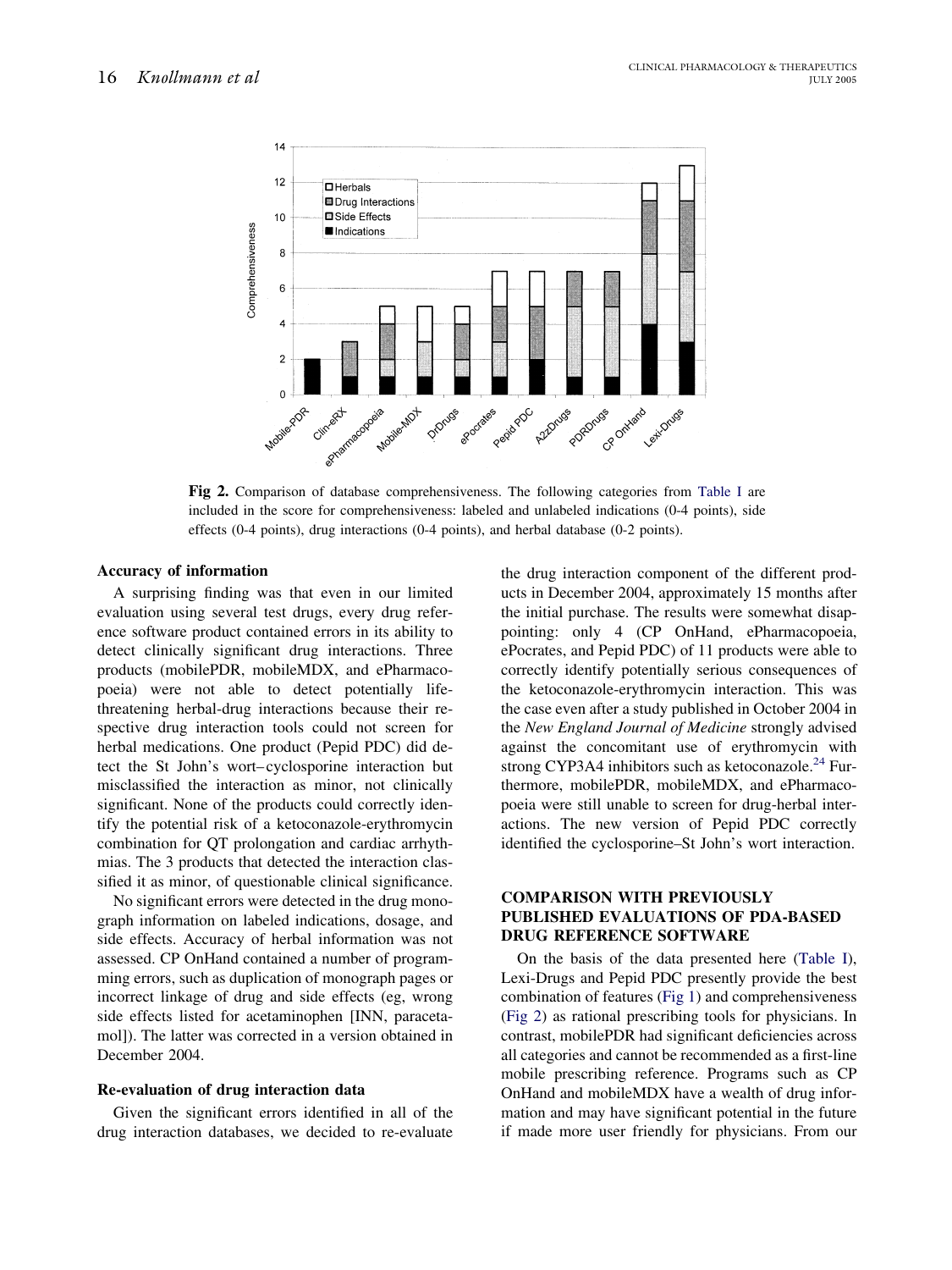**Fig 2.** Comparison of database comprehensiveness. The following categories from Table I are included in the score for comprehensiveness: labeled and unlabeled indications (0-4 points), side effects (0-4 points), drug interactions (0-4 points), and herbal database (0-2 points).

### Accuracy of information

A surprising finding was that even in our limited evaluation using several test drugs, every drug reference software product contained errors in its ability to detect clinically significant drug interactions. Three products (mobilePDR, mobileMDX, and ePharmacopoeia) were not able to detect potentially life-threatening herbal-drug interactions because their respective drug interaction tools could not screen for herbal medications. One product (Pepid PDC) did detect the St John's wort–cyclosporine interaction but misclassified the interaction as minor, not clinically significant. None of the products could correctly identify the potential risk of a ketoconazole-erythromycin combination for QT prolongation and cardiac arrhythmias. The 3 products that detected the interaction classified it as minor, of questionable clinical significance.

No significant errors were detected in the drug monograph information on labeled indications, dosage, and side effects. Accuracy of herbal information was not assessed. CP OnHand contained a number of programming errors, such as duplication of monograph pages or incorrect linkage of drug and side effects (eg, wrong side effects listed for acetaminophen [INN, paracetamol]). The latter was corrected in a version obtained in December 2004.

### Re-evaluation of drug interaction data

Given the significant errors identified in all of the drug interaction databases, we decided to re-evaluate the drug interaction component of the different products in December 2004, approximately 15 months after the initial purchase. The results were somewhat disappointing: only 4 (CP OnHand, ePharmacopoeia, ePocrates, and Pepid PDC) of 11 products were able to correctly identify potentially serious consequences of the ketoconazole-erythromycin interaction. This was the case even after a study published in October 2004 in the *New England Journal of Medicine* strongly advised against the concomitant use of erythromycin with strong CYP3A4 inhibitors such as ketoconazole.[24] Furthermore, mobilePDR, mobileMDX, and ePharmacopoeia were still unable to screen for drug-herbal interactions. The new version of Pepid PDC correctly identified the cyclosporine–St John's wort interaction.

## COMPARISON WITH PREVIOUSLY PUBLISHED EVALUATIONS OF PDA-BASED DRUG REFERENCE SOFTWARE

On the basis of the data presented here (Table I), Lexi-Drugs and Pepid PDC presently provide the best combination of features (Fig 1) and comprehensiveness (Fig 2) as rational prescribing tools for physicians. In contrast, mobilePDR had significant deficiencies across all categories and cannot be recommended as a first-line mobile prescribing reference. Programs such as CP OnHand and mobileMDX have a wealth of drug information and may have significant potential in the future if made more user friendly for physicians. From our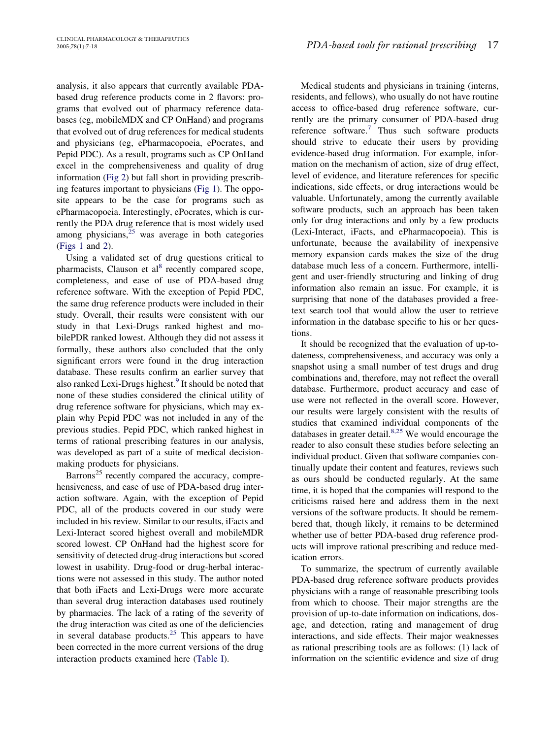analysis, it also appears that currently available PDA-based drug reference products come in 2 flavors: programs that evolved out of pharmacy reference databases (eg, mobileMDX and CP OnHand) and programs that evolved out of drug references for medical students and physicians (eg, ePharmacopoeia, ePocrates, and Pepid PDC). As a result, programs such as CP OnHand excel in the comprehensiveness and quality of drug information (Fig 2) but fall short in providing prescribing features important to physicians (Fig 1). The opposite appears to be the case for programs such as ePharmacopoeia. Interestingly, ePocrates, which is currently the PDA drug reference that is most widely used among physicians,[25] was average in both categories (Figs 1 and 2).

Using a validated set of drug questions critical to pharmacists, Clauson et al[8] recently compared scope, completeness, and ease of use of PDA-based drug reference software. With the exception of Pepid PDC, the same drug reference products were included in their study. Overall, their results were consistent with our study in that Lexi-Drugs ranked highest and mobilePDR ranked lowest. Although they did not assess it formally, these authors also concluded that the only significant errors were found in the drug interaction database. These results confirm an earlier survey that also ranked Lexi-Drugs highest.[9] It should be noted that none of these studies considered the clinical utility of drug reference software for physicians, which may explain why Pepid PDC was not included in any of the previous studies. Pepid PDC, which ranked highest in terms of rational prescribing features in our analysis, was developed as part of a suite of medical decision-making products for physicians.

Barrons[25] recently compared the accuracy, comprehensiveness, and ease of use of PDA-based drug interaction software. Again, with the exception of Pepid PDC, all of the products covered in our study were included in his review. Similar to our results, iFacts and Lexi-Interact scored highest overall and mobileMDR scored lowest. CP OnHand had the highest score for sensitivity of detected drug-drug interactions but scored lowest in usability. Drug-food or drug-herbal interactions were not assessed in this study. The author noted that both iFacts and Lexi-Drugs were more accurate than several drug interaction databases used routinely by pharmacies. The lack of a rating of the severity of the drug interaction was cited as one of the deficiencies in several database products.[25] This appears to have been corrected in the more current versions of the drug interaction products examined here (Table I).

Medical students and physicians in training (interns, residents, and fellows), who usually do not have routine access to office-based drug reference software, currently are the primary consumer of PDA-based drug reference software.[7] Thus such software products should strive to educate their users by providing evidence-based drug information. For example, information on the mechanism of action, size of drug effect, level of evidence, and literature references for specific indications, side effects, or drug interactions would be valuable. Unfortunately, among the currently available software products, such an approach has been taken only for drug interactions and only by a few products (Lexi-Interact, iFacts, and ePharmacopoeia). This is unfortunate, because the availability of inexpensive memory expansion cards makes the size of the drug database much less of a concern. Furthermore, intelligent and user-friendly structuring and linking of drug information also remain an issue. For example, it is surprising that none of the databases provided a free-text search tool that would allow the user to retrieve information in the database specific to his or her questions.

It should be recognized that the evaluation of up-to-dateness, comprehensiveness, and accuracy was only a snapshot using a small number of test drugs and drug combinations and, therefore, may not reflect the overall database. Furthermore, product accuracy and ease of use were not reflected in the overall score. However, our results were largely consistent with the results of studies that examined individual components of the databases in greater detail.[8,25] We would encourage the reader to also consult these studies before selecting an individual product. Given that software companies continually update their content and features, reviews such as ours should be conducted regularly. At the same time, it is hoped that the companies will respond to the criticisms raised here and address them in the next versions of the software products. It should be remembered that, though likely, it remains to be determined whether use of better PDA-based drug reference products will improve rational prescribing and reduce medication errors.

To summarize, the spectrum of currently available PDA-based drug reference software products provides physicians with a range of reasonable prescribing tools from which to choose. Their major strengths are the provision of up-to-date information on indications, dosage, and detection, rating and management of drug interactions, and side effects. Their major weaknesses as rational prescribing tools are as follows: (1) lack of information on the scientific evidence and size of drug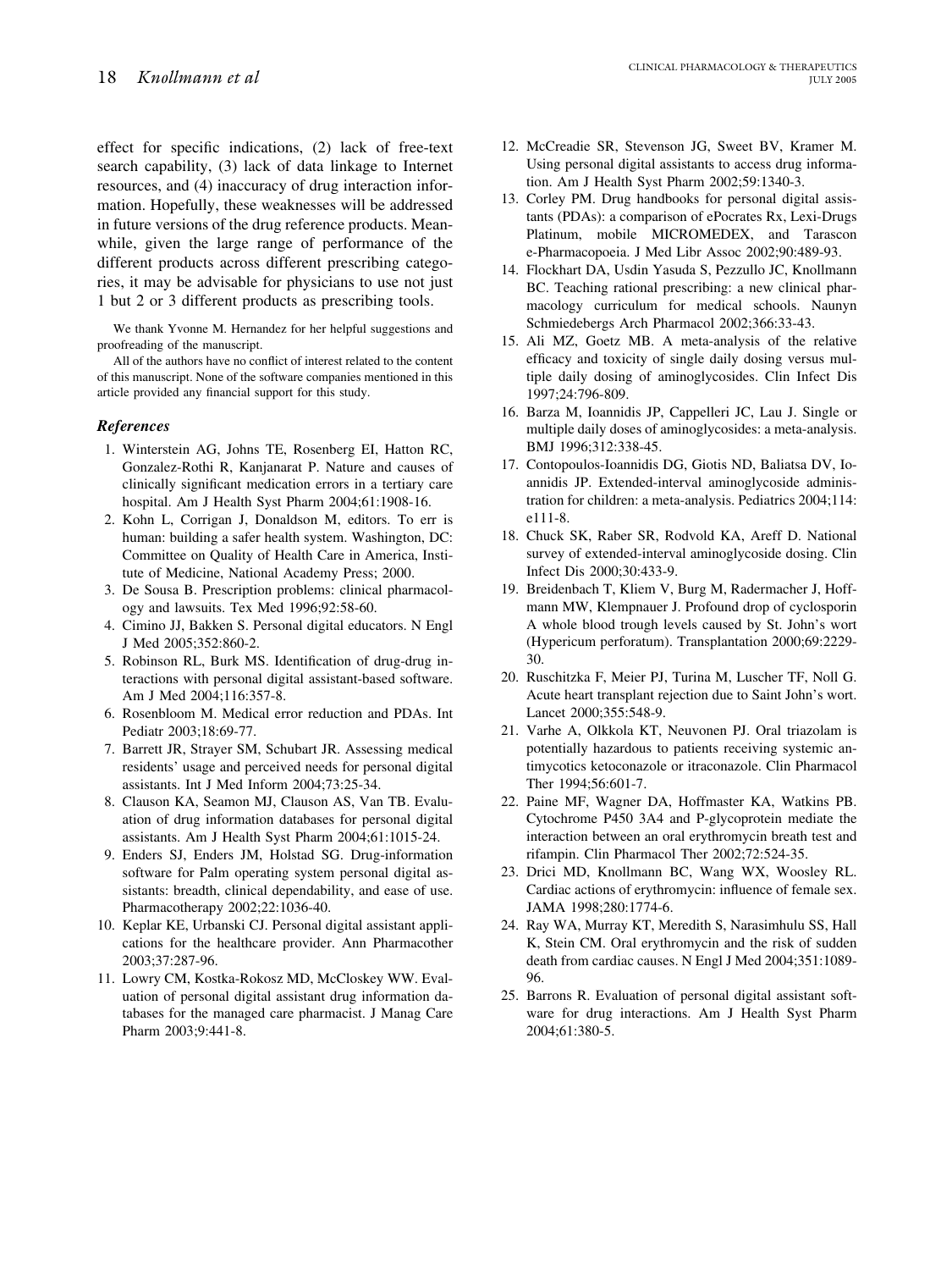effect for specific indications, (2) lack of free-text search capability, (3) lack of data linkage to Internet resources, and (4) inaccuracy of drug interaction information. Hopefully, these weaknesses will be addressed in future versions of the drug reference products. Meanwhile, given the large range of performance of the different products across different prescribing categories, it may be advisable for physicians to use not just 1 but 2 or 3 different products as prescribing tools.

We thank Yvonne M. Hernandez for her helpful suggestions and proofreading of the manuscript.

All of the authors have no conflict of interest related to the content of this manuscript. None of the software companies mentioned in this article provided any financial support for this study.

### References

1. Winterstein AG, Johns TE, Rosenberg EI, Hatton RC, Gonzalez-Rothi R, Kanjanarat P. Nature and causes of clinically significant medication errors in a tertiary care hospital. Am J Health Syst Pharm 2004;61:1908-16.
2. Kohn L, Corrigan J, Donaldson M, editors. To err is human: building a safer health system. Washington, DC: Committee on Quality of Health Care in America, Institute of Medicine, National Academy Press; 2000.
3. De Sousa B. Prescription problems: clinical pharmacology and lawsuits. Tex Med 1996;92:58-60.
4. Cimino JJ, Bakken S. Personal digital educators. N Engl J Med 2005;352:860-2.
5. Robinson RL, Burk MS. Identification of drug-drug interactions with personal digital assistant-based software. Am J Med 2004;116:357-8.
6. Rosenbloom M. Medical error reduction and PDAs. Int Pediatr 2003;18:69-77.
7. Barrett JR, Strayer SM, Schubart JR. Assessing medical residents' usage and perceived needs for personal digital assistants. Int J Med Inform 2004;73:25-34.
8. Clauson KA, Seamon MJ, Clauson AS, Van TB. Evaluation of drug information databases for personal digital assistants. Am J Health Syst Pharm 2004;61:1015-24.
9. Enders SJ, Enders JM, Holstad SG. Drug-information software for Palm operating system personal digital assistants: breadth, clinical dependability, and ease of use. Pharmacotherapy 2002;22:1036-40.
10. Keplar KE, Urbanski CJ. Personal digital assistant applications for the healthcare provider. Ann Pharmacother 2003;37:287-96.
11. Lowry CM, Kostka-Rokosz MD, McCloskey WW. Evaluation of personal digital assistant drug information databases for the managed care pharmacist. J Manag Care Pharm 2003;9:441-8.
12. McCreadie SR, Stevenson JG, Sweet BV, Kramer M. Using personal digital assistants to access drug information. Am J Health Syst Pharm 2002;59:1340-3.
13. Corley PM. Drug handbooks for personal digital assistants (PDAs): a comparison of ePocrates Rx, Lexi-Drugs Platinum, mobile MICROMEDEX, and Tarascon e-Pharmacopoeia. J Med Libr Assoc 2002;90:489-93.
14. Flockhart DA, Usdin Yasuda S, Pezzullo JC, Knollmann BC. Teaching rational prescribing: a new clinical pharmacology curriculum for medical schools. Naunyn Schmiedebergs Arch Pharmacol 2002;366:33-43.
15. Ali MZ, Goetz MB. A meta-analysis of the relative efficacy and toxicity of single daily dosing versus multiple daily dosing of aminoglycosides. Clin Infect Dis 1997;24:796-809.
16. Barza M, Ioannidis JP, Cappelleri JC, Lau J. Single or multiple daily doses of aminoglycosides: a meta-analysis. BMJ 1996;312:338-45.
17. Contopoulos-Ioannidis DG, Giotis ND, Baliatsa DV, Ioannidis JP. Extended-interval aminoglycoside administration for children: a meta-analysis. Pediatrics 2004;114:e111-8.
18. Chuck SK, Raber SR, Rodvold KA, Areff D. National survey of extended-interval aminoglycoside dosing. Clin Infect Dis 2000;30:433-9.
19. Breidenbach T, Kliem V, Burg M, Radermacher J, Hoffmann MW, Klempnauer J. Profound drop of cyclosporin A whole blood trough levels caused by St. John's wort (Hypericum perforatum). Transplantation 2000;69:2229-30.
20. Ruschitzka F, Meier PJ, Turina M, Luscher TF, Noll G. Acute heart transplant rejection due to Saint John's wort. Lancet 2000;355:548-9.
21. Varhe A, Olkkola KT, Neuvonen PJ. Oral triazolam is potentially hazardous to patients receiving systemic antimycotics ketoconazole or itraconazole. Clin Pharmacol Ther 1994;56:601-7.
22. Paine MF, Wagner DA, Hoffmaster KA, Watkins PB. Cytochrome P450 3A4 and P-glycoprotein mediate the interaction between an oral erythromycin breath test and rifampin. Clin Pharmacol Ther 2002;72:524-35.
23. Drici MD, Knollmann BC, Wang WX, Woosley RL. Cardiac actions of erythromycin: influence of female sex. JAMA 1998;280:1774-6.
24. Ray WA, Murray KT, Meredith S, Narasimhulu SS, Hall K, Stein CM. Oral erythromycin and the risk of sudden death from cardiac causes. N Engl J Med 2004;351:1089-96.
25. Barrons R. Evaluation of personal digital assistant software for drug interactions. Am J Health Syst Pharm 2004;61:380-5.